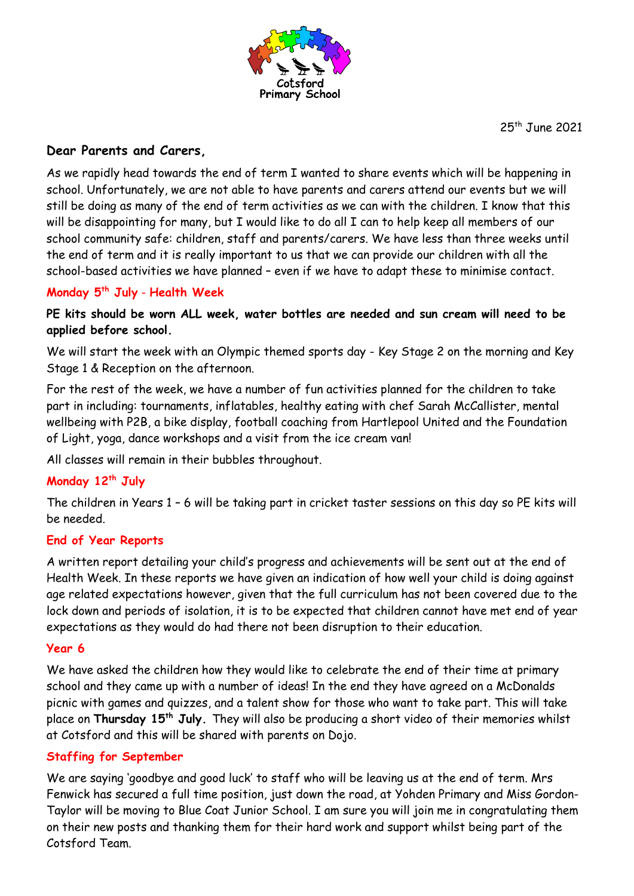Cotsford Primary School

25th June 2021

**Dear Parents and Carers,**

As we rapidly head towards the end of term I wanted to share events which will be happening in school. Unfortunately, we are not able to have parents and carers attend our events but we will still be doing as many of the end of term activities as we can with the children. I know that this will be disappointing for many, but I would like to do all I can to help keep all members of our school community safe: children, staff and parents/carers. We have less than three weeks until the end of term and it is really important to us that we can provide our children with all the school-based activities we have planned – even if we have to adapt these to minimise contact.

## Monday 5th July - Health Week

**PE kits should be worn ALL week, water bottles are needed and sun cream will need to be applied before school.**

We will start the week with an Olympic themed sports day - Key Stage 2 on the morning and Key Stage 1 & Reception on the afternoon.

For the rest of the week, we have a number of fun activities planned for the children to take part in including: tournaments, inflatables, healthy eating with chef Sarah McCallister, mental wellbeing with P2B, a bike display, football coaching from Hartlepool United and the Foundation of Light, yoga, dance workshops and a visit from the ice cream van!

All classes will remain in their bubbles throughout.

## Monday 12th July

The children in Years 1 – 6 will be taking part in cricket taster sessions on this day so PE kits will be needed.

## End of Year Reports

A written report detailing your child's progress and achievements will be sent out at the end of Health Week. In these reports we have given an indication of how well your child is doing against age related expectations however, given that the full curriculum has not been covered due to the lock down and periods of isolation, it is to be expected that children cannot have met end of year expectations as they would do had there not been disruption to their education.

## Year 6

We have asked the children how they would like to celebrate the end of their time at primary school and they came up with a number of ideas! In the end they have agreed on a McDonalds picnic with games and quizzes, and a talent show for those who want to take part. This will take place on **Thursday 15th July.** They will also be producing a short video of their memories whilst at Cotsford and this will be shared with parents on Dojo.

## Staffing for September

We are saying 'goodbye and good luck' to staff who will be leaving us at the end of term. Mrs Fenwick has secured a full time position, just down the road, at Yohden Primary and Miss Gordon-Taylor will be moving to Blue Coat Junior School. I am sure you will join me in congratulating them on their new posts and thanking them for their hard work and support whilst being part of the Cotsford Team.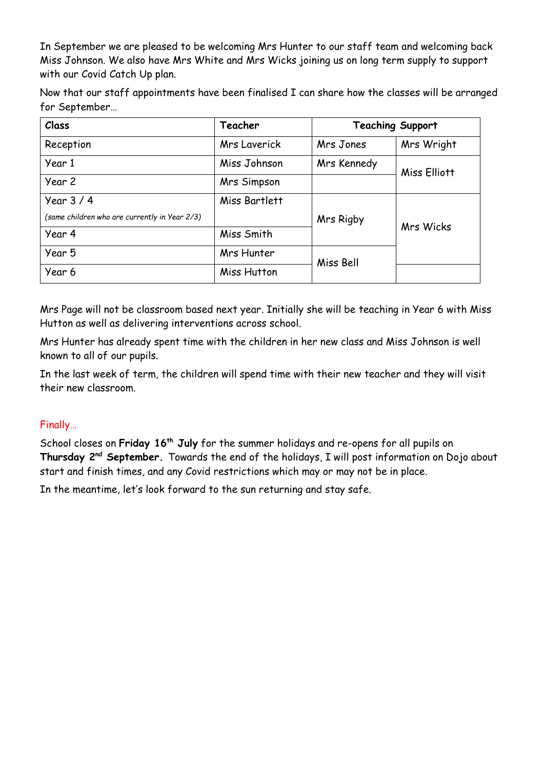In September we are pleased to be welcoming Mrs Hunter to our staff team and welcoming back Miss Johnson. We also have Mrs White and Mrs Wicks joining us on long term supply to support with our Covid Catch Up plan.

Now that our staff appointments have been finalised I can share how the classes will be arranged for September…

| Class | Teacher | Teaching Support | |
|---|---|---|---|
| Reception | Mrs Laverick | Mrs Jones | Mrs Wright |
| Year 1 | Miss Johnson | Mrs Kennedy | Miss Elliott |
| Year 2 | Mrs Simpson | | |
| Year 3 / 4<br>*(same children who are currently in Year 2/3)* | Miss Bartlett | Mrs Rigby | Mrs Wicks |
| Year 4 | Miss Smith | | |
| Year 5 | Mrs Hunter | Miss Bell | |
| Year 6 | Miss Hutton | | |

Mrs Page will not be classroom based next year. Initially she will be teaching in Year 6 with Miss Hutton as well as delivering interventions across school.

Mrs Hunter has already spent time with the children in her new class and Miss Johnson is well known to all of our pupils.

In the last week of term, the children will spend time with their new teacher and they will visit their new classroom.

## Finally…

School closes on **Friday 16th July** for the summer holidays and re-opens for all pupils on **Thursday 2nd September.** Towards the end of the holidays, I will post information on Dojo about start and finish times, and any Covid restrictions which may or may not be in place.

In the meantime, let's look forward to the sun returning and stay safe.